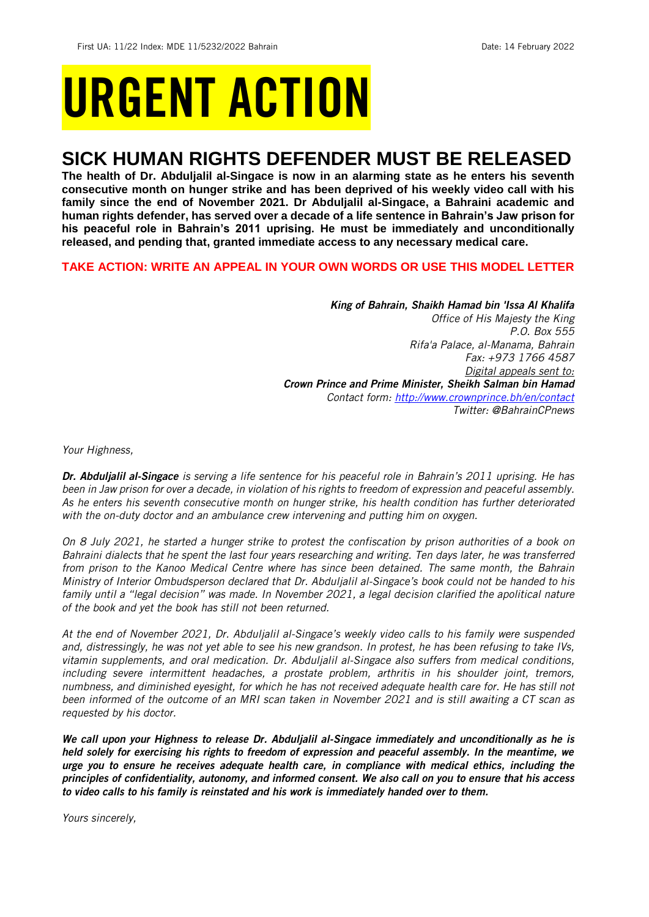First UA: 11/22 Index: MDE 11/5232/2022 Bahrain Date: 14 February 2022

# URGENT ACTION

## SICK HUMAN RIGHTS DEFENDER MUST BE RELEASED

**The health of Dr. Abduljalil al-Singace is now in an alarming state as he enters his seventh consecutive month on hunger strike and has been deprived of his weekly video call with his family since the end of November 2021. Dr Abduljalil al-Singace, a Bahraini academic and human rights defender, has served over a decade of a life sentence in Bahrain's Jaw prison for his peaceful role in Bahrain's 2011 uprising. He must be immediately and unconditionally released, and pending that, granted immediate access to any necessary medical care.**

**TAKE ACTION: WRITE AN APPEAL IN YOUR OWN WORDS OR USE THIS MODEL LETTER**

***King of Bahrain, Shaikh Hamad bin 'Issa Al Khalifa***
*Office of His Majesty the King*
*P.O. Box 555*
*Rifa'a Palace, al-Manama, Bahrain*
*Fax: +973 1766 4587*
*Digital appeals sent to:*
***Crown Prince and Prime Minister, Sheikh Salman bin Hamad***
*Contact form: http://www.crownprince.bh/en/contact*
*Twitter: @BahrainCPnews*

*Your Highness,*

***Dr. Abduljalil al-Singace*** *is serving a life sentence for his peaceful role in Bahrain's 2011 uprising. He has been in Jaw prison for over a decade, in violation of his rights to freedom of expression and peaceful assembly. As he enters his seventh consecutive month on hunger strike, his health condition has further deteriorated with the on-duty doctor and an ambulance crew intervening and putting him on oxygen.*

*On 8 July 2021, he started a hunger strike to protest the confiscation by prison authorities of a book on Bahraini dialects that he spent the last four years researching and writing. Ten days later, he was transferred from prison to the Kanoo Medical Centre where has since been detained. The same month, the Bahrain Ministry of Interior Ombudsperson declared that Dr. Abduljalil al-Singace's book could not be handed to his family until a "legal decision" was made. In November 2021, a legal decision clarified the apolitical nature of the book and yet the book has still not been returned.*

*At the end of November 2021, Dr. Abduljalil al-Singace's weekly video calls to his family were suspended and, distressingly, he was not yet able to see his new grandson. In protest, he has been refusing to take IVs, vitamin supplements, and oral medication. Dr. Abduljalil al-Singace also suffers from medical conditions, including severe intermittent headaches, a prostate problem, arthritis in his shoulder joint, tremors, numbness, and diminished eyesight, for which he has not received adequate health care for. He has still not been informed of the outcome of an MRI scan taken in November 2021 and is still awaiting a CT scan as requested by his doctor.*

***We call upon your Highness to release Dr. Abduljalil al-Singace immediately and unconditionally as he is held solely for exercising his rights to freedom of expression and peaceful assembly. In the meantime, we urge you to ensure he receives adequate health care, in compliance with medical ethics, including the principles of confidentiality, autonomy, and informed consent. We also call on you to ensure that his access to video calls to his family is reinstated and his work is immediately handed over to them.***

*Yours sincerely,*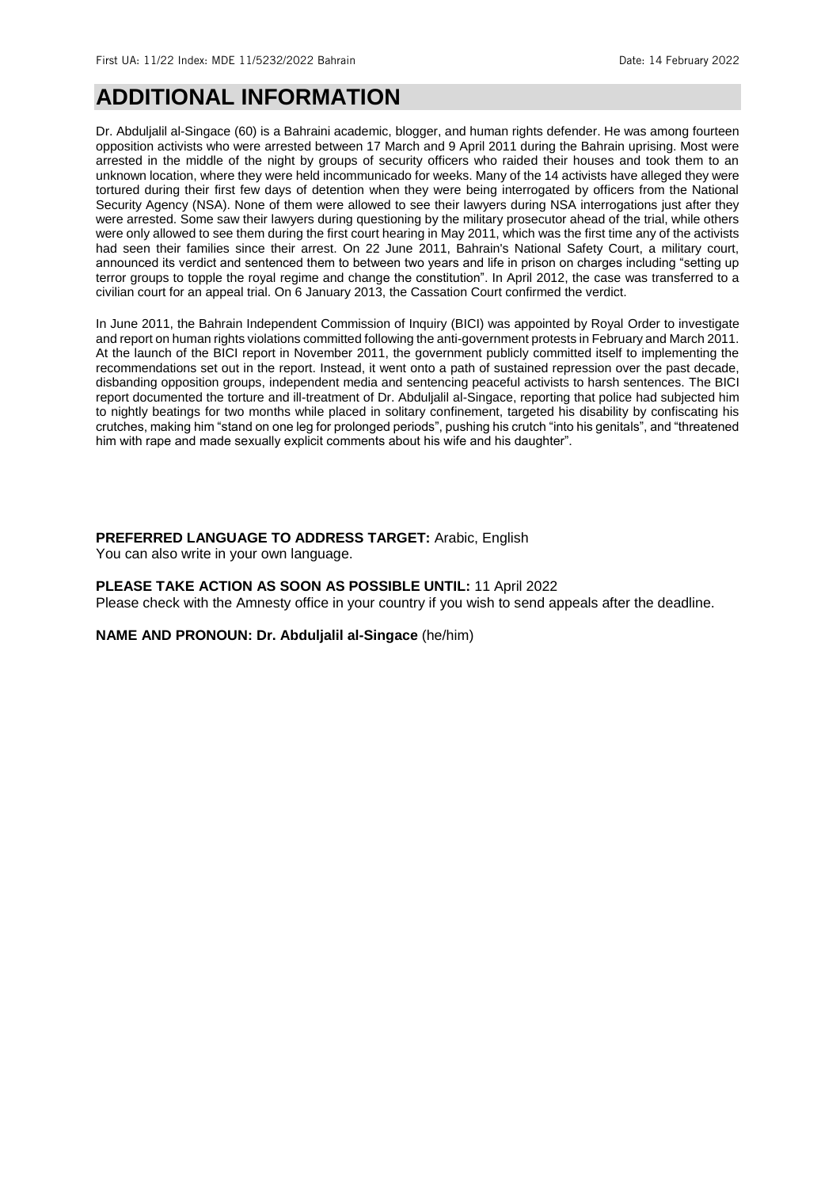# ADDITIONAL INFORMATION

Dr. Abduljalil al-Singace (60) is a Bahraini academic, blogger, and human rights defender. He was among fourteen opposition activists who were arrested between 17 March and 9 April 2011 during the Bahrain uprising. Most were arrested in the middle of the night by groups of security officers who raided their houses and took them to an unknown location, where they were held incommunicado for weeks. Many of the 14 activists have alleged they were tortured during their first few days of detention when they were being interrogated by officers from the National Security Agency (NSA). None of them were allowed to see their lawyers during NSA interrogations just after they were arrested. Some saw their lawyers during questioning by the military prosecutor ahead of the trial, while others were only allowed to see them during the first court hearing in May 2011, which was the first time any of the activists had seen their families since their arrest. On 22 June 2011, Bahrain's National Safety Court, a military court, announced its verdict and sentenced them to between two years and life in prison on charges including "setting up terror groups to topple the royal regime and change the constitution". In April 2012, the case was transferred to a civilian court for an appeal trial. On 6 January 2013, the Cassation Court confirmed the verdict.

In June 2011, the Bahrain Independent Commission of Inquiry (BICI) was appointed by Royal Order to investigate and report on human rights violations committed following the anti-government protests in February and March 2011. At the launch of the BICI report in November 2011, the government publicly committed itself to implementing the recommendations set out in the report. Instead, it went onto a path of sustained repression over the past decade, disbanding opposition groups, independent media and sentencing peaceful activists to harsh sentences. The BICI report documented the torture and ill-treatment of Dr. Abduljalil al-Singace, reporting that police had subjected him to nightly beatings for two months while placed in solitary confinement, targeted his disability by confiscating his crutches, making him "stand on one leg for prolonged periods", pushing his crutch "into his genitals", and "threatened him with rape and made sexually explicit comments about his wife and his daughter".

**PREFERRED LANGUAGE TO ADDRESS TARGET:** Arabic, English
You can also write in your own language.

**PLEASE TAKE ACTION AS SOON AS POSSIBLE UNTIL:** 11 April 2022
Please check with the Amnesty office in your country if you wish to send appeals after the deadline.

**NAME AND PRONOUN: Dr. Abduljalil al-Singace** (he/him)